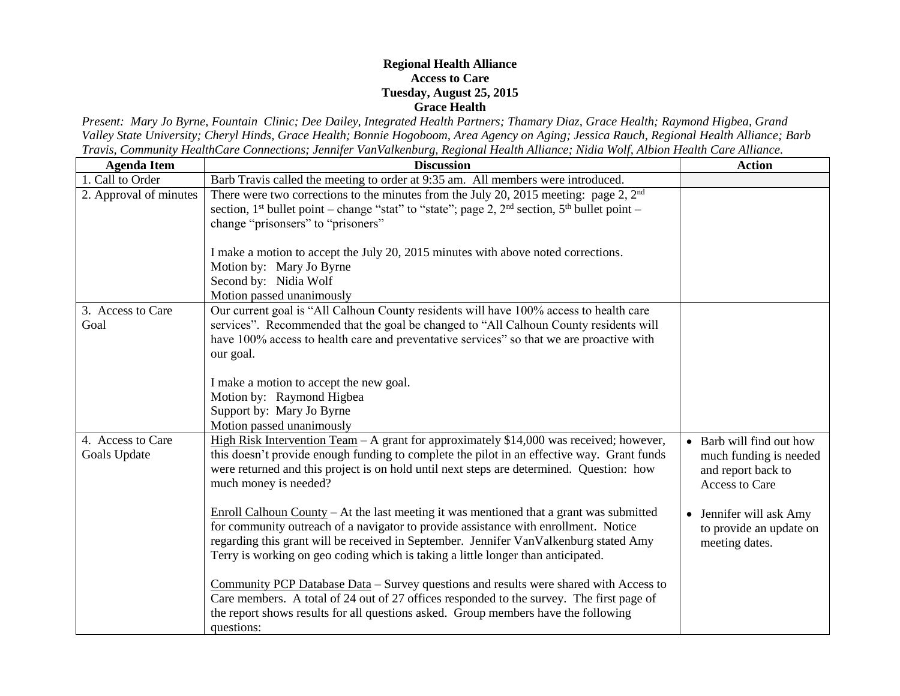**Regional Health Alliance**
**Access to Care**
**Tuesday, August 25, 2015**
**Grace Health**

*Present: Mary Jo Byrne, Fountain Clinic; Dee Dailey, Integrated Health Partners; Thamary Diaz, Grace Health; Raymond Higbea, Grand Valley State University; Cheryl Hinds, Grace Health; Bonnie Hogoboom, Area Agency on Aging; Jessica Rauch, Regional Health Alliance; Barb Travis, Community HealthCare Connections; Jennifer VanValkenburg, Regional Health Alliance; Nidia Wolf, Albion Health Care Alliance.*

| Agenda Item | Discussion | Action |
|---|---|---|
| 1. Call to Order | Barb Travis called the meeting to order at 9:35 am. All members were introduced. | |
| 2. Approval of minutes | There were two corrections to the minutes from the July 20, 2015 meeting: page 2, 2nd section, 1st bullet point – change "stat" to "state"; page 2, 2nd section, 5th bullet point – change "prisonsers" to "prisoners"<br><br>I make a motion to accept the July 20, 2015 minutes with above noted corrections.<br>Motion by: Mary Jo Byrne<br>Second by: Nidia Wolf<br>Motion passed unanimously | |
| 3. Access to Care Goal | Our current goal is "All Calhoun County residents will have 100% access to health care services". Recommended that the goal be changed to "All Calhoun County residents will have 100% access to health care and preventative services" so that we are proactive with our goal.<br><br>I make a motion to accept the new goal.<br>Motion by: Raymond Higbea<br>Support by: Mary Jo Byrne<br>Motion passed unanimously | |
| 4. Access to Care Goals Update | High Risk Intervention Team – A grant for approximately $14,000 was received; however, this doesn't provide enough funding to complete the pilot in an effective way. Grant funds were returned and this project is on hold until next steps are determined. Question: how much money is needed?<br><br>Enroll Calhoun County – At the last meeting it was mentioned that a grant was submitted for community outreach of a navigator to provide assistance with enrollment. Notice regarding this grant will be received in September. Jennifer VanValkenburg stated Amy Terry is working on geo coding which is taking a little longer than anticipated.<br><br>Community PCP Database Data – Survey questions and results were shared with Access to Care members. A total of 24 out of 27 offices responded to the survey. The first page of the report shows results for all questions asked. Group members have the following questions: | • Barb will find out how much funding is needed and report back to Access to Care<br><br>• Jennifer will ask Amy to provide an update on meeting dates. |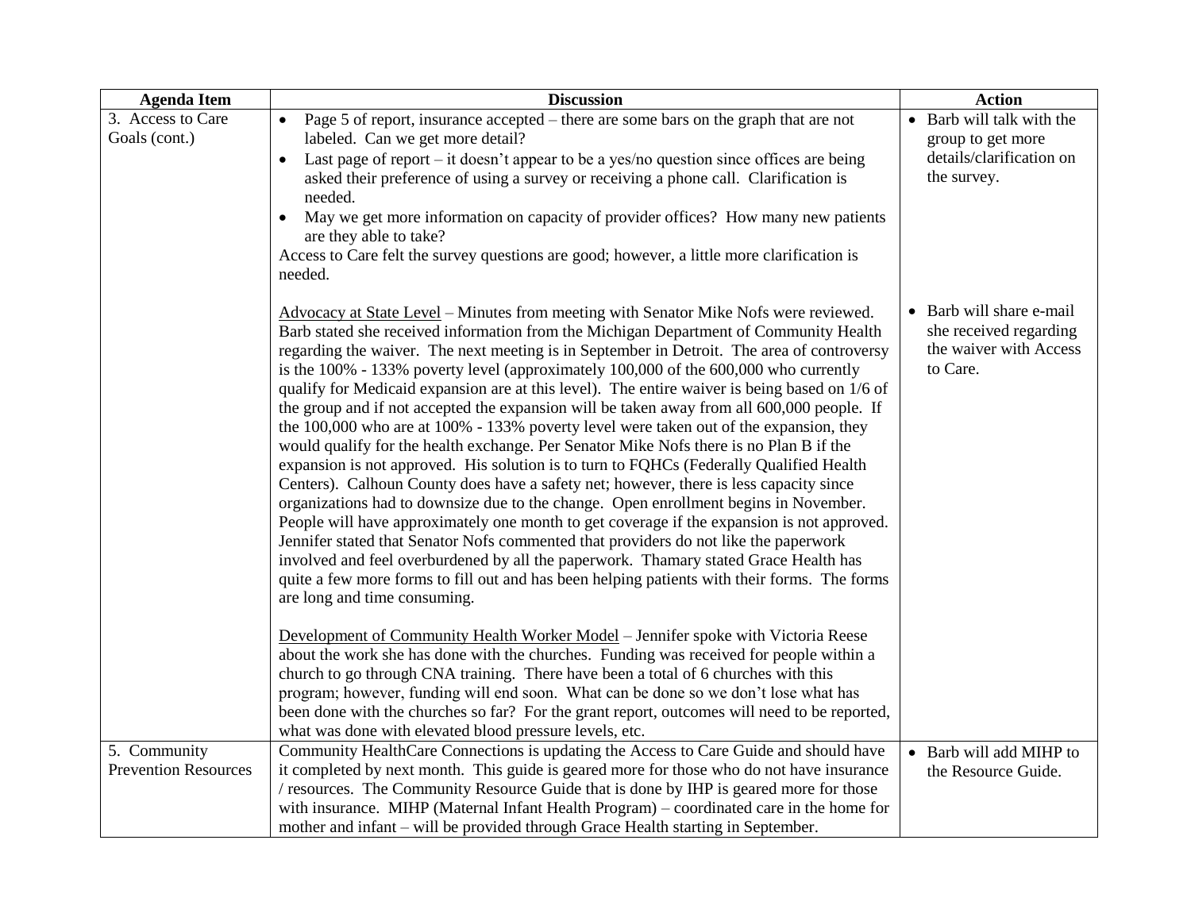| Agenda Item | Discussion | Action |
|---|---|---|
| 3. Access to Care Goals (cont.) | • Page 5 of report, insurance accepted – there are some bars on the graph that are not labeled. Can we get more detail?<br>• Last page of report – it doesn't appear to be a yes/no question since offices are being asked their preference of using a survey or receiving a phone call. Clarification is needed.<br>• May we get more information on capacity of provider offices? How many new patients are they able to take?<br>Access to Care felt the survey questions are good; however, a little more clarification is needed.<br><br><u>Advocacy at State Level</u> – Minutes from meeting with Senator Mike Nofs were reviewed. Barb stated she received information from the Michigan Department of Community Health regarding the waiver. The next meeting is in September in Detroit. The area of controversy is the 100% - 133% poverty level (approximately 100,000 of the 600,000 who currently qualify for Medicaid expansion are at this level). The entire waiver is being based on 1/6 of the group and if not accepted the expansion will be taken away from all 600,000 people. If the 100,000 who are at 100% - 133% poverty level were taken out of the expansion, they would qualify for the health exchange. Per Senator Mike Nofs there is no Plan B if the expansion is not approved. His solution is to turn to FQHCs (Federally Qualified Health Centers). Calhoun County does have a safety net; however, there is less capacity since organizations had to downsize due to the change. Open enrollment begins in November. People will have approximately one month to get coverage if the expansion is not approved. Jennifer stated that Senator Nofs commented that providers do not like the paperwork involved and feel overburdened by all the paperwork. Thamary stated Grace Health has quite a few more forms to fill out and has been helping patients with their forms. The forms are long and time consuming.<br><br><u>Development of Community Health Worker Model</u> – Jennifer spoke with Victoria Reese about the work she has done with the churches. Funding was received for people within a church to go through CNA training. There have been a total of 6 churches with this program; however, funding will end soon. What can be done so we don't lose what has been done with the churches so far? For the grant report, outcomes will need to be reported, what was done with elevated blood pressure levels, etc. | • Barb will talk with the group to get more details/clarification on the survey.<br><br>• Barb will share e-mail she received regarding the waiver with Access to Care. |
| 5. Community Prevention Resources | Community HealthCare Connections is updating the Access to Care Guide and should have it completed by next month. This guide is geared more for those who do not have insurance / resources. The Community Resource Guide that is done by IHP is geared more for those with insurance. MIHP (Maternal Infant Health Program) – coordinated care in the home for mother and infant – will be provided through Grace Health starting in September. | • Barb will add MIHP to the Resource Guide. |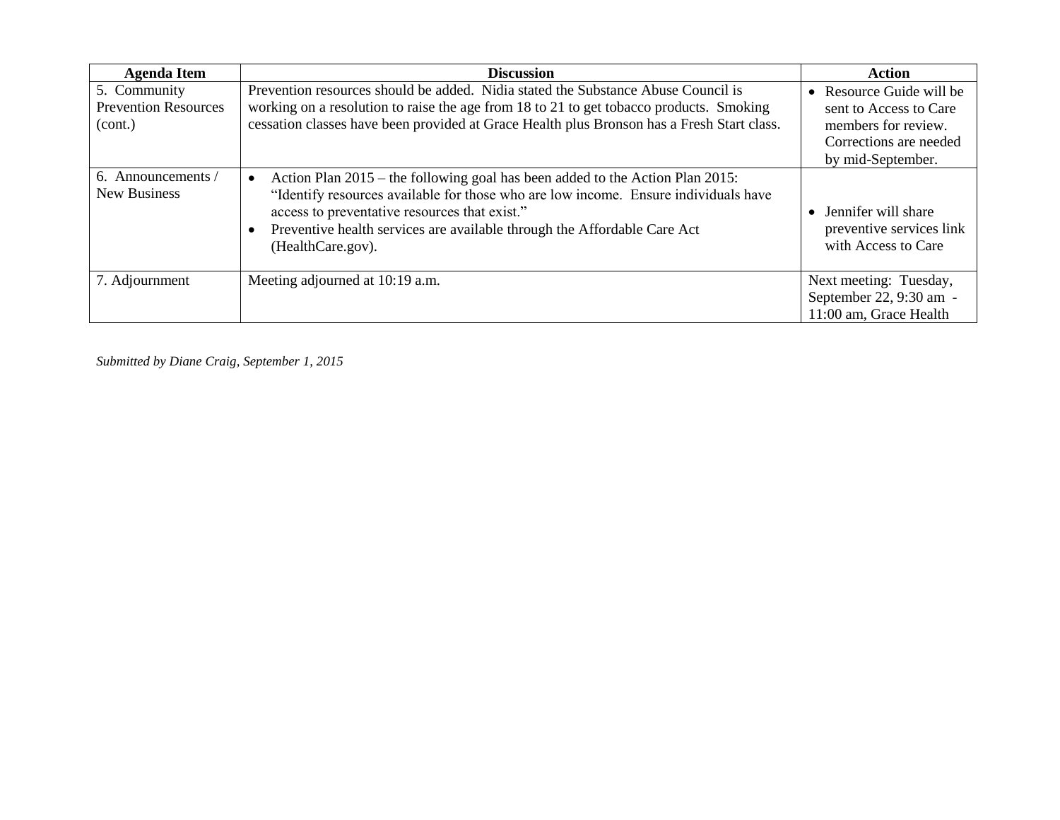| Agenda Item | Discussion | Action |
| --- | --- | --- |
| 5. Community Prevention Resources (cont.) | Prevention resources should be added. Nidia stated the Substance Abuse Council is working on a resolution to raise the age from 18 to 21 to get tobacco products. Smoking cessation classes have been provided at Grace Health plus Bronson has a Fresh Start class. | • Resource Guide will be sent to Access to Care members for review. Corrections are needed by mid-September. |
| 6. Announcements / New Business | • Action Plan 2015 – the following goal has been added to the Action Plan 2015: "Identify resources available for those who are low income. Ensure individuals have access to preventative resources that exist." <br> • Preventive health services are available through the Affordable Care Act (HealthCare.gov). | • Jennifer will share preventive services link with Access to Care |
| 7. Adjournment | Meeting adjourned at 10:19 a.m. | Next meeting: Tuesday, September 22, 9:30 am - 11:00 am, Grace Health |

*Submitted by Diane Craig, September 1, 2015*